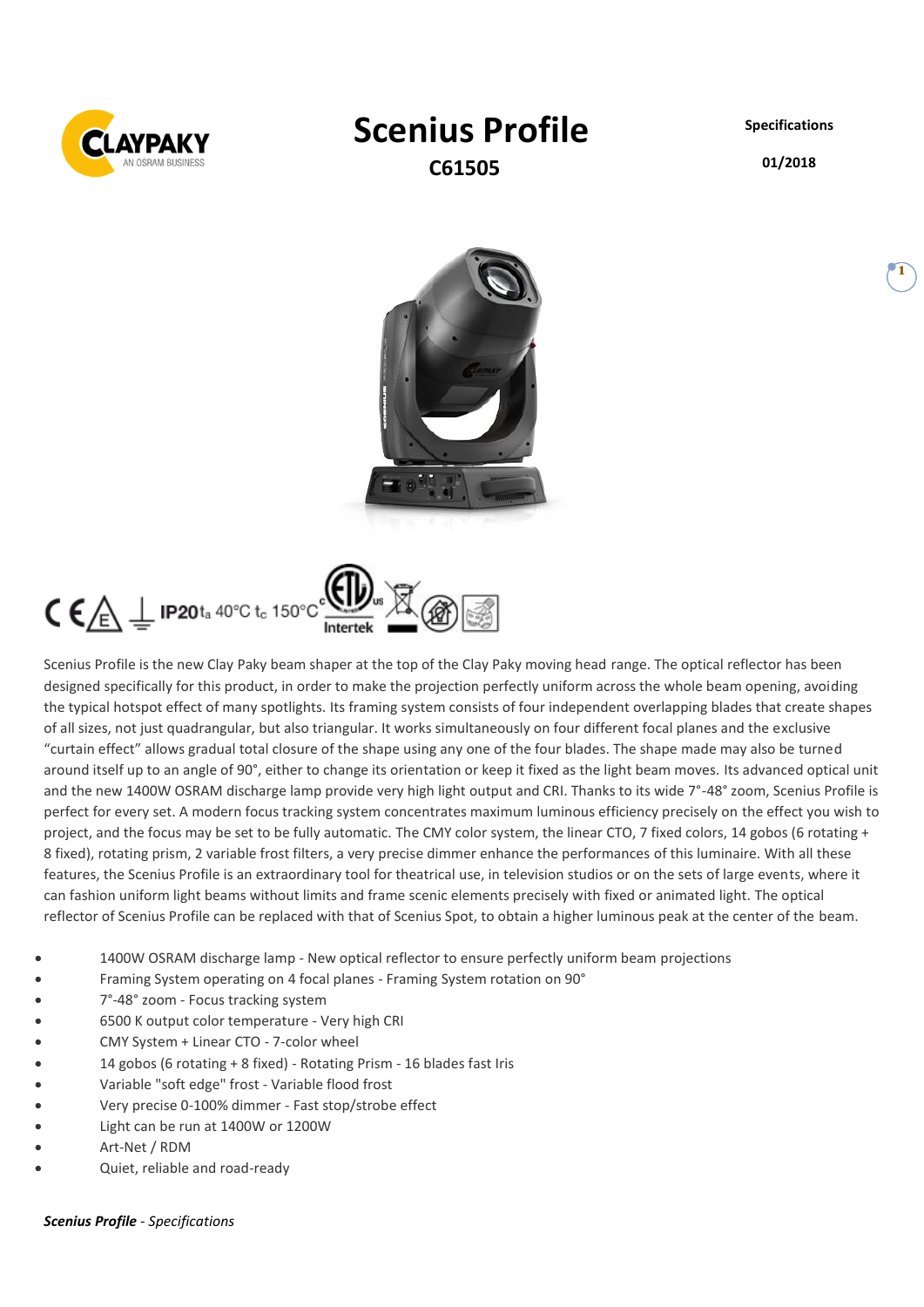# Scenius Profile

**C61505**

**Specifications**

**01/2018**

IP20 $t_a$ 40°C $t_c$ 150°C

Scenius Profile is the new Clay Paky beam shaper at the top of the Clay Paky moving head range. The optical reflector has been designed specifically for this product, in order to make the projection perfectly uniform across the whole beam opening, avoiding the typical hotspot effect of many spotlights. Its framing system consists of four independent overlapping blades that create shapes of all sizes, not just quadrangular, but also triangular. It works simultaneously on four different focal planes and the exclusive “curtain effect” allows gradual total closure of the shape using any one of the four blades. The shape made may also be turned around itself up to an angle of 90°, either to change its orientation or keep it fixed as the light beam moves. Its advanced optical unit and the new 1400W OSRAM discharge lamp provide very high light output and CRI. Thanks to its wide 7°-48° zoom, Scenius Profile is perfect for every set. A modern focus tracking system concentrates maximum luminous efficiency precisely on the effect you wish to project, and the focus may be set to be fully automatic. The CMY color system, the linear CTO, 7 fixed colors, 14 gobos (6 rotating + 8 fixed), rotating prism, 2 variable frost filters, a very precise dimmer enhance the performances of this luminaire. With all these features, the Scenius Profile is an extraordinary tool for theatrical use, in television studios or on the sets of large events, where it can fashion uniform light beams without limits and frame scenic elements precisely with fixed or animated light. The optical reflector of Scenius Profile can be replaced with that of Scenius Spot, to obtain a higher luminous peak at the center of the beam.

- 1400W OSRAM discharge lamp - New optical reflector to ensure perfectly uniform beam projections
- Framing System operating on 4 focal planes - Framing System rotation on 90°
- 7°-48° zoom - Focus tracking system
- 6500 K output color temperature - Very high CRI
- CMY System + Linear CTO - 7-color wheel
- 14 gobos (6 rotating + 8 fixed) - Rotating Prism - 16 blades fast Iris
- Variable "soft edge" frost - Variable flood frost
- Very precise 0-100% dimmer - Fast stop/strobe effect
- Light can be run at 1400W or 1200W
- Art-Net / RDM
- Quiet, reliable and road-ready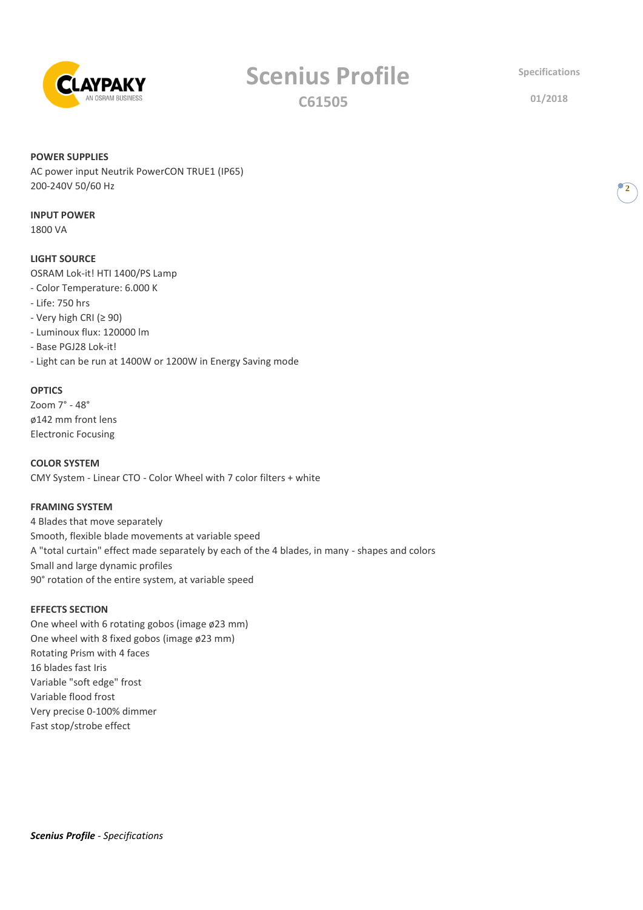# Scenius Profile

## C61505

Specifications

01/2018

**POWER SUPPLIES**
AC power input Neutrik PowerCON TRUE1 (IP65)
200-240V 50/60 Hz

**INPUT POWER**
1800 VA

**LIGHT SOURCE**
OSRAM Lok-it! HTI 1400/PS Lamp
- Color Temperature: 6.000 K
- Life: 750 hrs
- Very high CRI (≥ 90)
- Luminoux flux: 120000 lm
- Base PGJ28 Lok-it!
- Light can be run at 1400W or 1200W in Energy Saving mode

**OPTICS**
Zoom 7° - 48°
ø142 mm front lens
Electronic Focusing

**COLOR SYSTEM**
CMY System - Linear CTO - Color Wheel with 7 color filters + white

**FRAMING SYSTEM**
4 Blades that move separately
Smooth, flexible blade movements at variable speed
A "total curtain" effect made separately by each of the 4 blades, in many - shapes and colors
Small and large dynamic profiles
90° rotation of the entire system, at variable speed

**EFFECTS SECTION**
One wheel with 6 rotating gobos (image ø23 mm)
One wheel with 8 fixed gobos (image ø23 mm)
Rotating Prism with 4 faces
16 blades fast Iris
Variable "soft edge" frost
Variable flood frost
Very precise 0-100% dimmer
Fast stop/strobe effect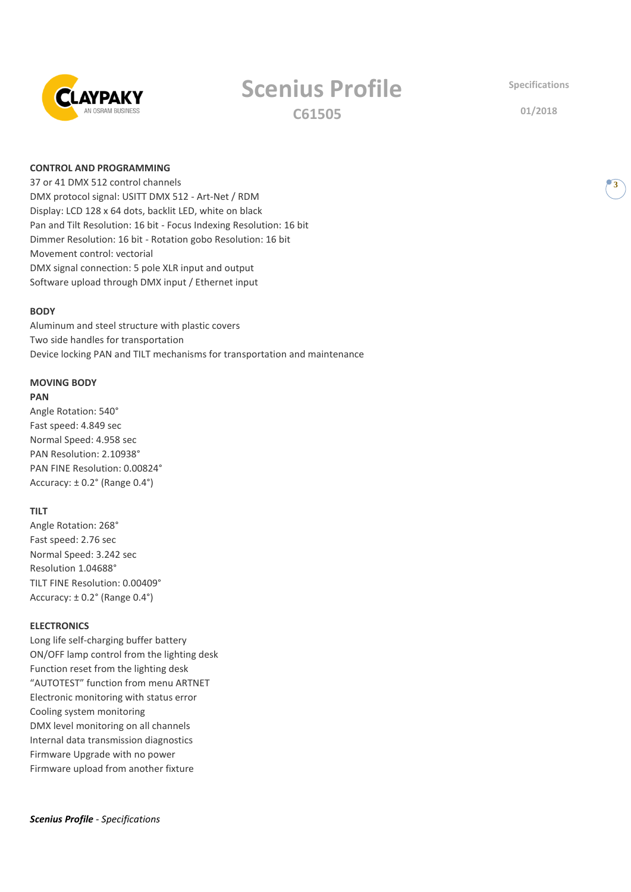## CONTROL AND PROGRAMMING

37 or 41 DMX 512 control channels
DMX protocol signal: USITT DMX 512 - Art-Net / RDM
Display: LCD 128 x 64 dots, backlit LED, white on black
Pan and Tilt Resolution: 16 bit - Focus Indexing Resolution: 16 bit
Dimmer Resolution: 16 bit - Rotation gobo Resolution: 16 bit
Movement control: vectorial
DMX signal connection: 5 pole XLR input and output
Software upload through DMX input / Ethernet input

## BODY

Aluminum and steel structure with plastic covers
Two side handles for transportation
Device locking PAN and TILT mechanisms for transportation and maintenance

## MOVING BODY

### PAN

Angle Rotation: 540°
Fast speed: 4.849 sec
Normal Speed: 4.958 sec
PAN Resolution: 2.10938°
PAN FINE Resolution: 0.00824°
Accuracy: ± 0.2° (Range 0.4°)

### TILT

Angle Rotation: 268°
Fast speed: 2.76 sec
Normal Speed: 3.242 sec
Resolution 1.04688°
TILT FINE Resolution: 0.00409°
Accuracy: ± 0.2° (Range 0.4°)

## ELECTRONICS

Long life self-charging buffer battery
ON/OFF lamp control from the lighting desk
Function reset from the lighting desk
"AUTOTEST" function from menu ARTNET
Electronic monitoring with status error
Cooling system monitoring
DMX level monitoring on all channels
Internal data transmission diagnostics
Firmware Upgrade with no power
Firmware upload from another fixture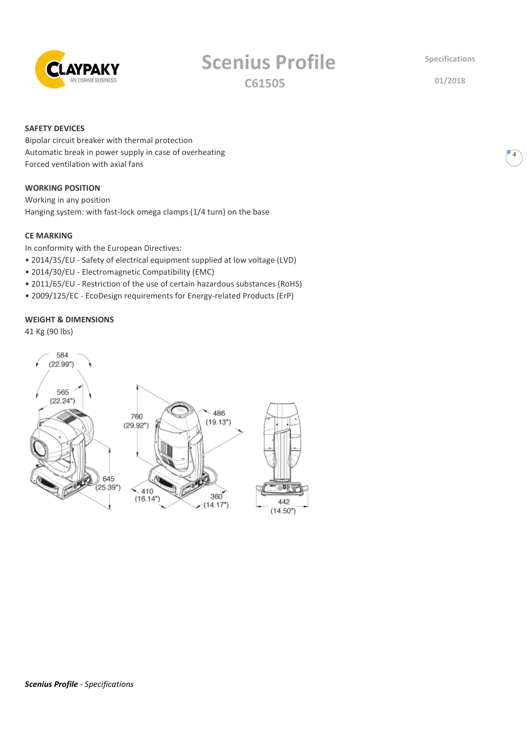#### SAFETY DEVICES

Bipolar circuit breaker with thermal protection
Automatic break in power supply in case of overheating
Forced ventilation with axial fans

#### WORKING POSITION

Working in any position
Hanging system: with fast-lock omega clamps (1/4 turn) on the base

#### CE MARKING

In conformity with the European Directives:

- 2014/35/EU - Safety of electrical equipment supplied at low voltage (LVD)
- 2014/30/EU - Electromagnetic Compatibility (EMC)
- 2011/65/EU - Restriction of the use of certain hazardous substances (RoHS)
- 2009/125/EC - EcoDesign requirements for Energy-related Products (ErP)

#### WEIGHT & DIMENSIONS

41 Kg (90 lbs)

584 (22.99")
565 (22.24")
645 (25.39")
760 (29.92")
486 (19.13")
410 (16.14")
360 (14.17")
442 (14.50")